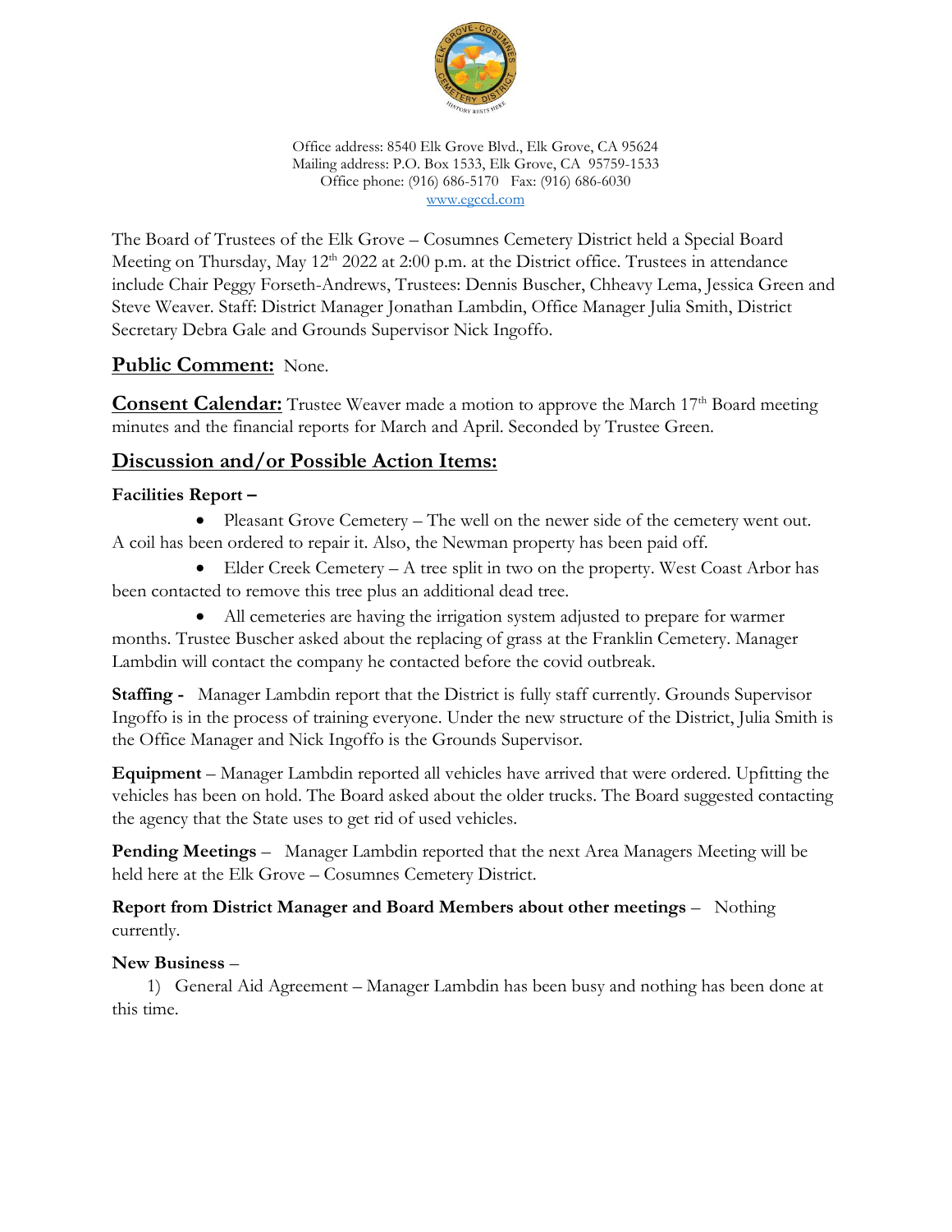Office address: 8540 Elk Grove Blvd., Elk Grove, CA 95624
Mailing address: P.O. Box 1533, Elk Grove, CA 95759-1533
Office phone: (916) 686-5170 Fax: (916) 686-6030
www.egccd.com

The Board of Trustees of the Elk Grove – Cosumnes Cemetery District held a Special Board Meeting on Thursday, May 12th 2022 at 2:00 p.m. at the District office. Trustees in attendance include Chair Peggy Forseth-Andrews, Trustees: Dennis Buscher, Chheavy Lema, Jessica Green and Steve Weaver. Staff: District Manager Jonathan Lambdin, Office Manager Julia Smith, District Secretary Debra Gale and Grounds Supervisor Nick Ingoffo.

## Public Comment: None.

**Consent Calendar:** Trustee Weaver made a motion to approve the March 17th Board meeting minutes and the financial reports for March and April. Seconded by Trustee Green.

## Discussion and/or Possible Action Items:

**Facilities Report –**

- Pleasant Grove Cemetery – The well on the newer side of the cemetery went out. A coil has been ordered to repair it. Also, the Newman property has been paid off.
- Elder Creek Cemetery – A tree split in two on the property. West Coast Arbor has been contacted to remove this tree plus an additional dead tree.
- All cemeteries are having the irrigation system adjusted to prepare for warmer months. Trustee Buscher asked about the replacing of grass at the Franklin Cemetery. Manager Lambdin will contact the company he contacted before the covid outbreak.

**Staffing -** Manager Lambdin report that the District is fully staff currently. Grounds Supervisor Ingoffo is in the process of training everyone. Under the new structure of the District, Julia Smith is the Office Manager and Nick Ingoffo is the Grounds Supervisor.

**Equipment** – Manager Lambdin reported all vehicles have arrived that were ordered. Upfitting the vehicles has been on hold. The Board asked about the older trucks. The Board suggested contacting the agency that the State uses to get rid of used vehicles.

**Pending Meetings** – Manager Lambdin reported that the next Area Managers Meeting will be held here at the Elk Grove – Cosumnes Cemetery District.

**Report from District Manager and Board Members about other meetings** – Nothing currently.

**New Business** –

1) General Aid Agreement – Manager Lambdin has been busy and nothing has been done at this time.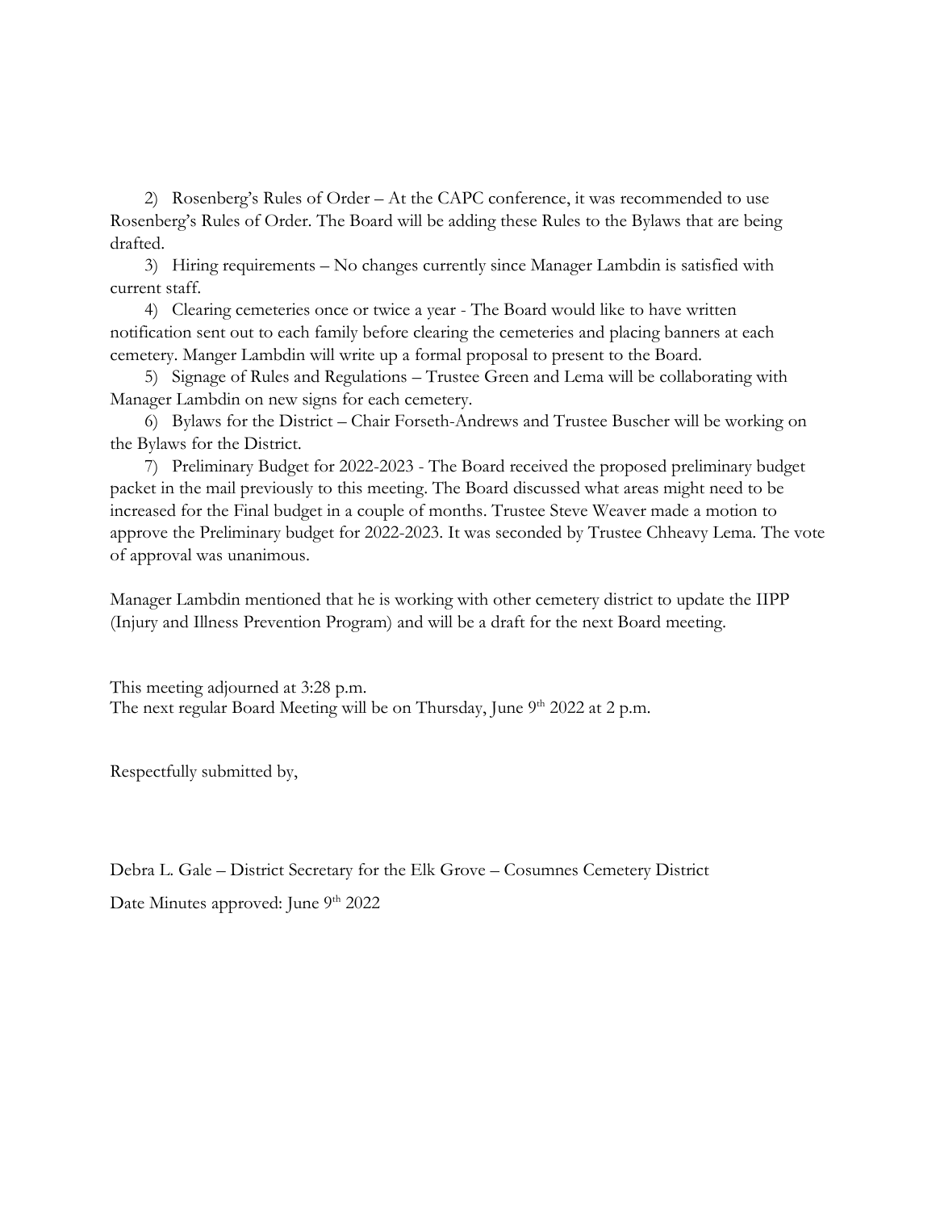2) Rosenberg's Rules of Order – At the CAPC conference, it was recommended to use Rosenberg's Rules of Order. The Board will be adding these Rules to the Bylaws that are being drafted.

3) Hiring requirements – No changes currently since Manager Lambdin is satisfied with current staff.

4) Clearing cemeteries once or twice a year - The Board would like to have written notification sent out to each family before clearing the cemeteries and placing banners at each cemetery. Manger Lambdin will write up a formal proposal to present to the Board.

5) Signage of Rules and Regulations – Trustee Green and Lema will be collaborating with Manager Lambdin on new signs for each cemetery.

6) Bylaws for the District – Chair Forseth-Andrews and Trustee Buscher will be working on the Bylaws for the District.

7) Preliminary Budget for 2022-2023 - The Board received the proposed preliminary budget packet in the mail previously to this meeting. The Board discussed what areas might need to be increased for the Final budget in a couple of months. Trustee Steve Weaver made a motion to approve the Preliminary budget for 2022-2023. It was seconded by Trustee Chheavy Lema. The vote of approval was unanimous.

Manager Lambdin mentioned that he is working with other cemetery district to update the IIPP (Injury and Illness Prevention Program) and will be a draft for the next Board meeting.

This meeting adjourned at 3:28 p.m.
The next regular Board Meeting will be on Thursday, June 9th 2022 at 2 p.m.

Respectfully submitted by,

Debra L. Gale – District Secretary for the Elk Grove – Cosumnes Cemetery District

Date Minutes approved: June 9th 2022